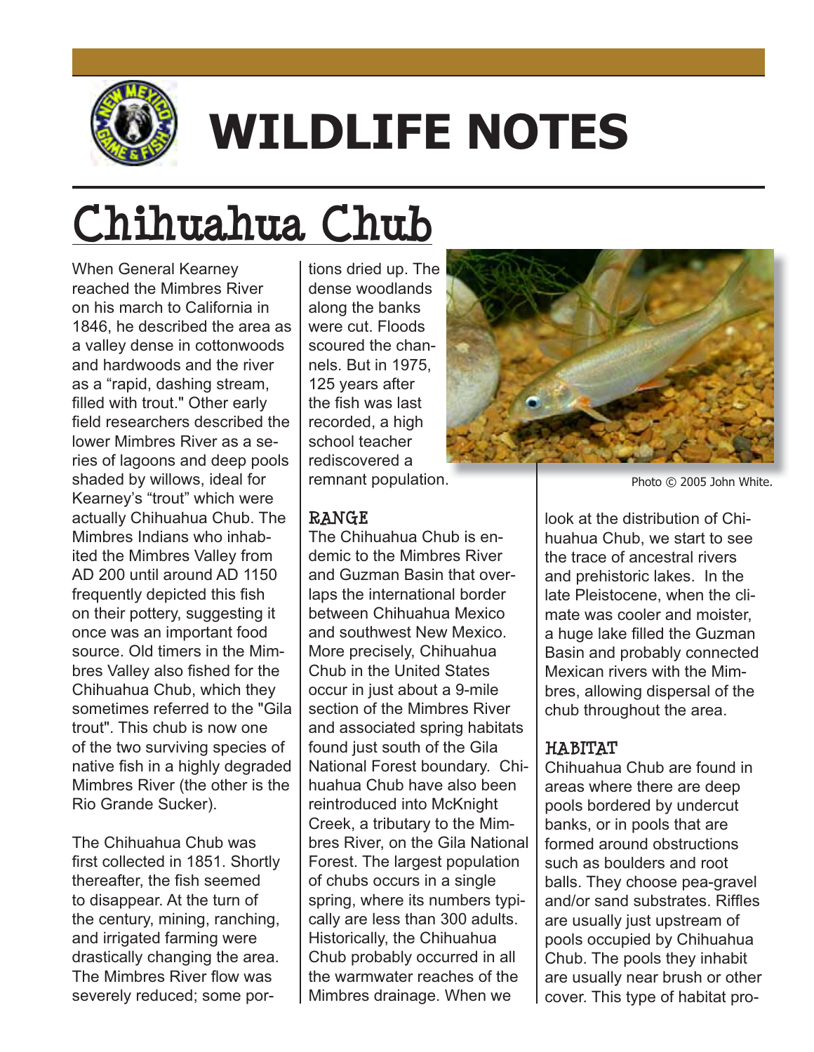# WILDLIFE NOTES

## Chihuahua Chub

When General Kearney reached the Mimbres River on his march to California in 1846, he described the area as a valley dense in cottonwoods and hardwoods and the river as a "rapid, dashing stream, filled with trout." Other early field researchers described the lower Mimbres River as a series of lagoons and deep pools shaded by willows, ideal for Kearney's "trout" which were actually Chihuahua Chub. The Mimbres Indians who inhabited the Mimbres Valley from AD 200 until around AD 1150 frequently depicted this fish on their pottery, suggesting it once was an important food source. Old timers in the Mimbres Valley also fished for the Chihuahua Chub, which they sometimes referred to the "Gila trout". This chub is now one of the two surviving species of native fish in a highly degraded Mimbres River (the other is the Rio Grande Sucker).

The Chihuahua Chub was first collected in 1851. Shortly thereafter, the fish seemed to disappear. At the turn of the century, mining, ranching, and irrigated farming were drastically changing the area. The Mimbres River flow was severely reduced; some portions dried up. The dense woodlands along the banks were cut. Floods scoured the channels. But in 1975, 125 years after the fish was last recorded, a high school teacher rediscovered a remnant population.

Photo © 2005 John White.

### RANGE

The Chihuahua Chub is endemic to the Mimbres River and Guzman Basin that overlaps the international border between Chihuahua Mexico and southwest New Mexico. More precisely, Chihuahua Chub in the United States occur in just about a 9-mile section of the Mimbres River and associated spring habitats found just south of the Gila National Forest boundary. Chihuahua Chub have also been reintroduced into McKnight Creek, a tributary to the Mimbres River, on the Gila National Forest. The largest population of chubs occurs in a single spring, where its numbers typically are less than 300 adults. Historically, the Chihuahua Chub probably occurred in all the warmwater reaches of the Mimbres drainage. When we look at the distribution of Chihuahua Chub, we start to see the trace of ancestral rivers and prehistoric lakes. In the late Pleistocene, when the climate was cooler and moister, a huge lake filled the Guzman Basin and probably connected Mexican rivers with the Mimbres, allowing dispersal of the chub throughout the area.

### HABITAT

Chihuahua Chub are found in areas where there are deep pools bordered by undercut banks, or in pools that are formed around obstructions such as boulders and root balls. They choose pea-gravel and/or sand substrates. Riffles are usually just upstream of pools occupied by Chihuahua Chub. The pools they inhabit are usually near brush or other cover. This type of habitat pro-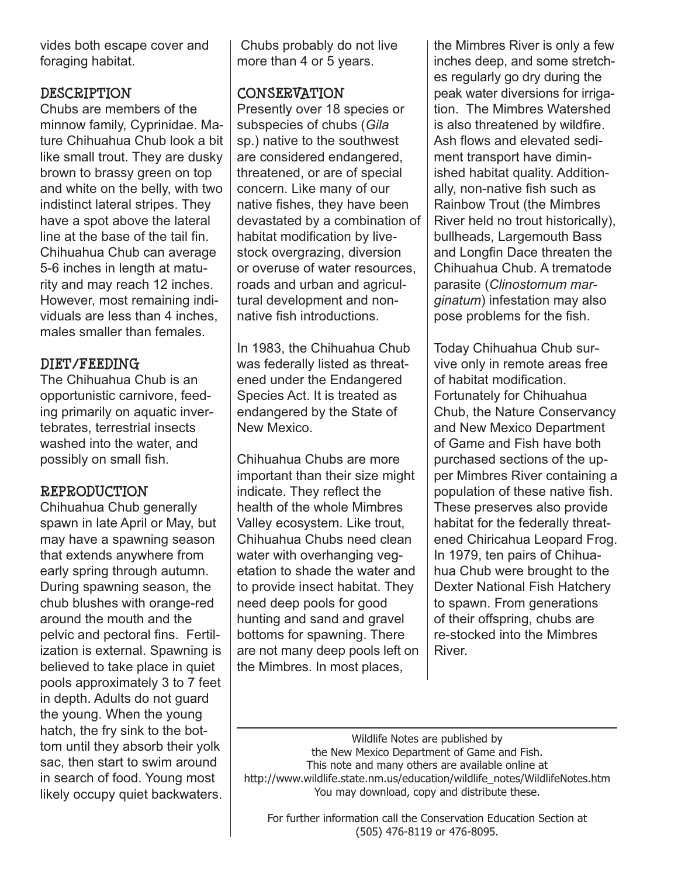vides both escape cover and foraging habitat.

## DESCRIPTION

Chubs are members of the minnow family, Cyprinidae. Mature Chihuahua Chub look a bit like small trout. They are dusky brown to brassy green on top and white on the belly, with two indistinct lateral stripes. They have a spot above the lateral line at the base of the tail fin. Chihuahua Chub can average 5-6 inches in length at maturity and may reach 12 inches. However, most remaining individuals are less than 4 inches, males smaller than females.

## DIET/FEEDING

The Chihuahua Chub is an opportunistic carnivore, feeding primarily on aquatic invertebrates, terrestrial insects washed into the water, and possibly on small fish.

## REPRODUCTION

Chihuahua Chub generally spawn in late April or May, but may have a spawning season that extends anywhere from early spring through autumn. During spawning season, the chub blushes with orange-red around the mouth and the pelvic and pectoral fins. Fertilization is external. Spawning is believed to take place in quiet pools approximately 3 to 7 feet in depth. Adults do not guard the young. When the young hatch, the fry sink to the bottom until they absorb their yolk sac, then start to swim around in search of food. Young most likely occupy quiet backwaters. Chubs probably do not live more than 4 or 5 years.

## CONSERVATION

Presently over 18 species or subspecies of chubs (*Gila* sp.) native to the southwest are considered endangered, threatened, or are of special concern. Like many of our native fishes, they have been devastated by a combination of habitat modification by livestock overgrazing, diversion or overuse of water resources, roads and urban and agricultural development and non-native fish introductions.

In 1983, the Chihuahua Chub was federally listed as threatened under the Endangered Species Act. It is treated as endangered by the State of New Mexico.

Chihuahua Chubs are more important than their size might indicate. They reflect the health of the whole Mimbres Valley ecosystem. Like trout, Chihuahua Chubs need clean water with overhanging vegetation to shade the water and to provide insect habitat. They need deep pools for good hunting and sand and gravel bottoms for spawning. There are not many deep pools left on the Mimbres. In most places, the Mimbres River is only a few inches deep, and some stretches regularly go dry during the peak water diversions for irrigation. The Mimbres Watershed is also threatened by wildfire. Ash flows and elevated sediment transport have diminished habitat quality. Additionally, non-native fish such as Rainbow Trout (the Mimbres River held no trout historically), bullheads, Largemouth Bass and Longfin Dace threaten the Chihuahua Chub. A trematode parasite (*Clinostomum marginatum*) infestation may also pose problems for the fish.

Today Chihuahua Chub survive only in remote areas free of habitat modification. Fortunately for Chihuahua Chub, the Nature Conservancy and New Mexico Department of Game and Fish have both purchased sections of the upper Mimbres River containing a population of these native fish. These preserves also provide habitat for the federally threatened Chiricahua Leopard Frog. In 1979, ten pairs of Chihuahua Chub were brought to the Dexter National Fish Hatchery to spawn. From generations of their offspring, chubs are re-stocked into the Mimbres River.

---

Wildlife Notes are published by
the New Mexico Department of Game and Fish.
This note and many others are available online at
http://www.wildlife.state.nm.us/education/wildlife_notes/WildlifeNotes.htm
You may download, copy and distribute these.

For further information call the Conservation Education Section at
(505) 476-8119 or 476-8095.